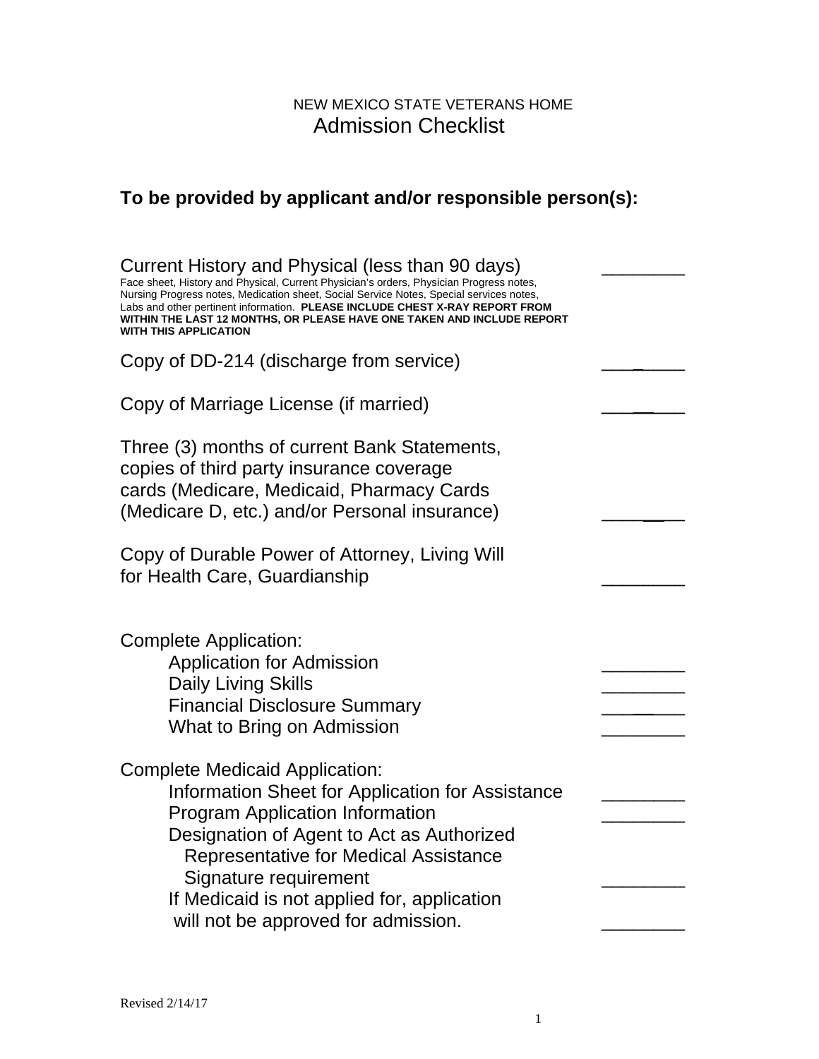NEW MEXICO STATE VETERANS HOME

# Admission Checklist

## To be provided by applicant and/or responsible person(s):

Current History and Physical (less than 90 days) ________

Face sheet, History and Physical, Current Physician's orders, Physician Progress notes, Nursing Progress notes, Medication sheet, Social Service Notes, Special services notes, Labs and other pertinent information. **PLEASE INCLUDE CHEST X-RAY REPORT FROM WITHIN THE LAST 12 MONTHS, OR PLEASE HAVE ONE TAKEN AND INCLUDE REPORT WITH THIS APPLICATION**

Copy of DD-214 (discharge from service) ________

Copy of Marriage License (if married) ________

Three (3) months of current Bank Statements, copies of third party insurance coverage cards (Medicare, Medicaid, Pharmacy Cards (Medicare D, etc.) and/or Personal insurance) ________

Copy of Durable Power of Attorney, Living Will for Health Care, Guardianship ________

Complete Application:

- Application for Admission ________
- Daily Living Skills ________
- Financial Disclosure Summary ________
- What to Bring on Admission ________

Complete Medicaid Application:

- Information Sheet for Application for Assistance ________
- Program Application Information ________
- Designation of Agent to Act as Authorized Representative for Medical Assistance Signature requirement ________
- If Medicaid is not applied for, application will not be approved for admission. ________

Revised 2/14/17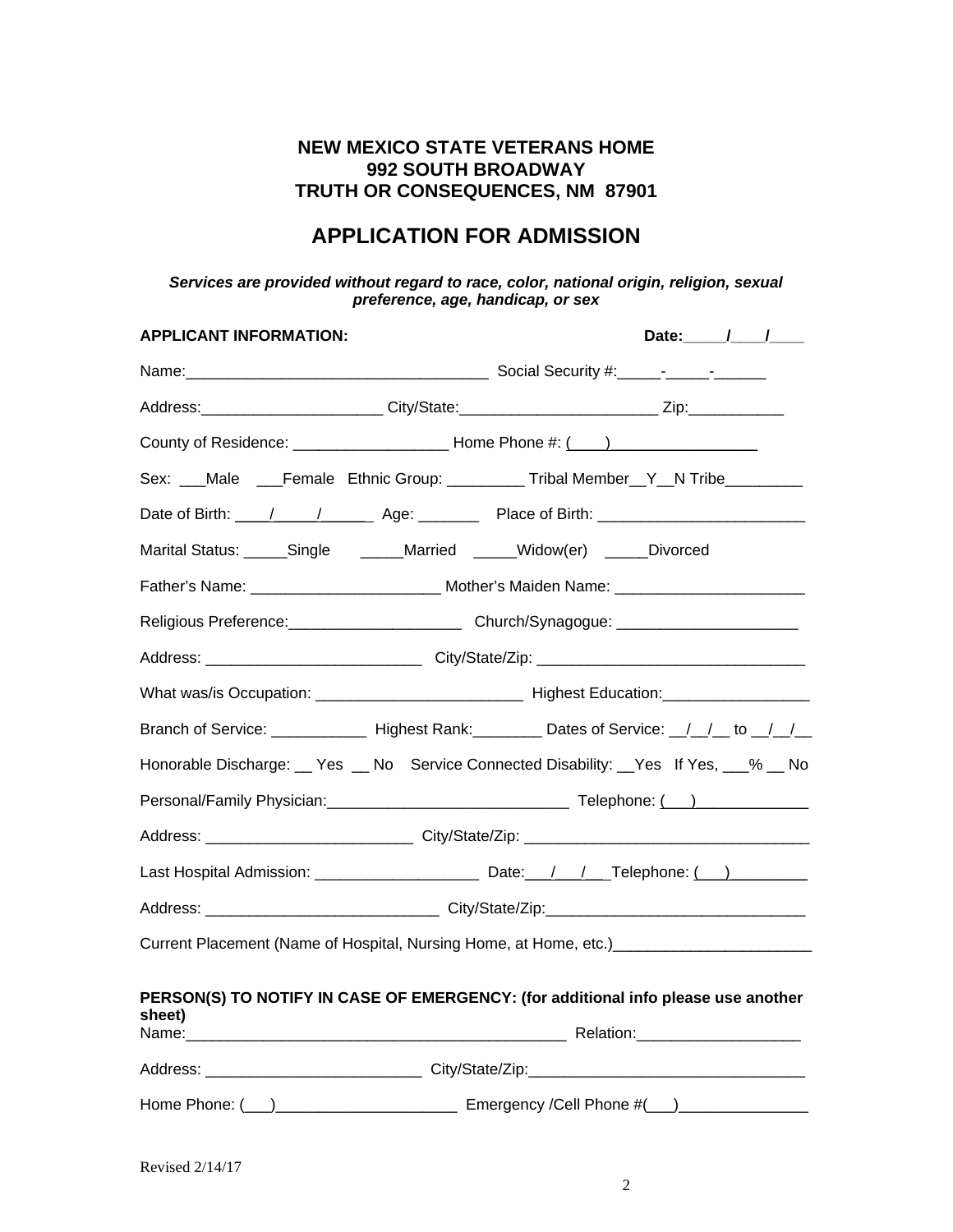**NEW MEXICO STATE VETERANS HOME**
**992 SOUTH BROADWAY**
**TRUTH OR CONSEQUENCES, NM 87901**

## APPLICATION FOR ADMISSION

***Services are provided without regard to race, color, national origin, religion, sexual preference, age, handicap, or sex***

**APPLICANT INFORMATION:** **Date:_____/____/____**

Name:___________________________________ Social Security #:_____-_____-______

Address:_____________________ City/State:_______________________ Zip:___________

County of Residence: __________________ Home Phone #: (____)_________________

Sex: ___Male ___Female Ethnic Group: _________ Tribal Member__Y__N Tribe_________

Date of Birth: ____/_____/______ Age: _______ Place of Birth: ________________________

Marital Status: _____Single _____Married _____Widow(er) _____Divorced

Father's Name: ______________________ Mother's Maiden Name: ______________________

Religious Preference:____________________ Church/Synagogue: _____________________

Address: _________________________ City/State/Zip: _______________________________

What was/is Occupation: ________________________ Highest Education:_________________

Branch of Service: ___________ Highest Rank:________ Dates of Service: __/__/__ to __/__/__

Honorable Discharge: __ Yes __ No Service Connected Disability: __Yes If Yes, ___% __ No

Personal/Family Physician:____________________________ Telephone: (___)_____________

Address: ________________________ City/State/Zip: _________________________________

Last Hospital Admission: ___________________ Date:___/___/___Telephone: (___)_________

Address: ___________________________ City/State/Zip:______________________________

Current Placement (Name of Hospital, Nursing Home, at Home, etc.)_______________________

**PERSON(S) TO NOTIFY IN CASE OF EMERGENCY: (for additional info please use another sheet)**

Name:_____________________________________________ Relation:___________________

Address: _________________________ City/State/Zip:________________________________

Home Phone: (___)_____________________ Emergency /Cell Phone #(___)_______________

Revised 2/14/17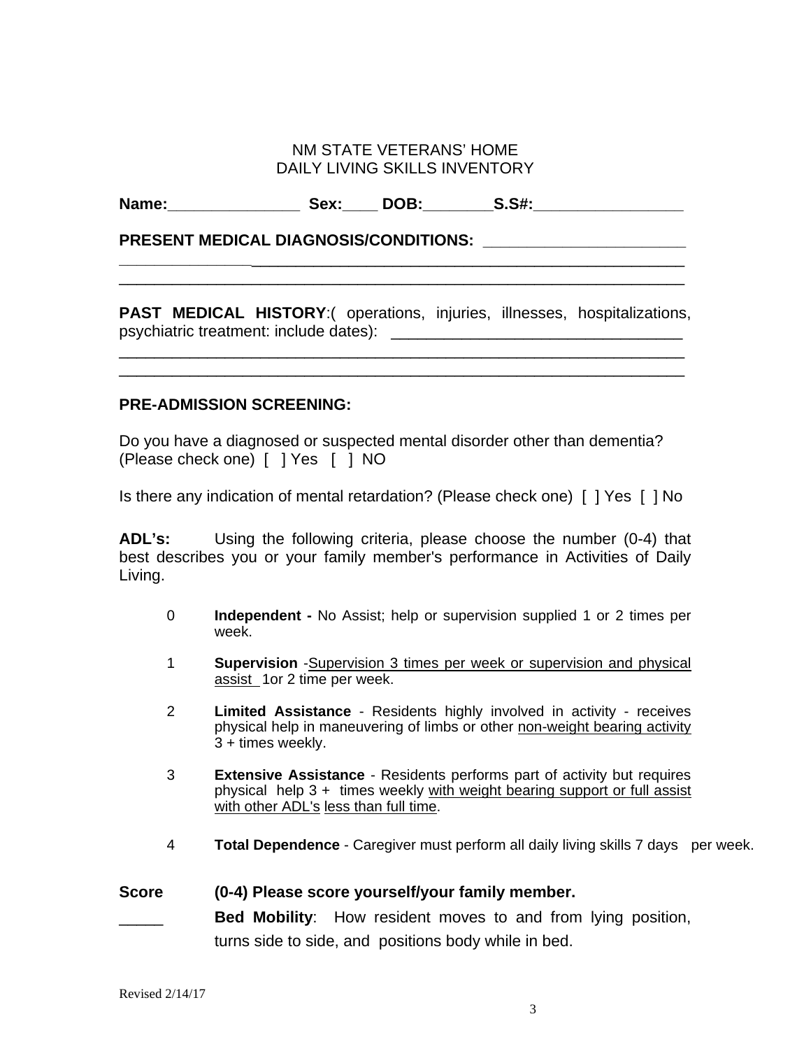NM STATE VETERANS' HOME
DAILY LIVING SKILLS INVENTORY

**Name:**_______________ **Sex:**____ **DOB:**________**S.S#:**_________________

**PRESENT MEDICAL DIAGNOSIS/CONDITIONS:** _______________________
_______________________________________________________________
_______________________________________________________________

**PAST MEDICAL HISTORY**:( operations, injuries, illnesses, hospitalizations, psychiatric treatment: include dates): ________________________________
_______________________________________________________________
_______________________________________________________________

**PRE-ADMISSION SCREENING:**

Do you have a diagnosed or suspected mental disorder other than dementia? (Please check one) [ ] Yes [ ] NO

Is there any indication of mental retardation? (Please check one) [ ] Yes [ ] No

**ADL's:** Using the following criteria, please choose the number (0-4) that best describes you or your family member's performance in Activities of Daily Living.

0 **Independent -** No Assist; help or supervision supplied 1 or 2 times per week.

1 **Supervision** -Supervision 3 times per week or supervision and physical assist 1or 2 time per week.

2 **Limited Assistance** - Residents highly involved in activity - receives physical help in maneuvering of limbs or other non-weight bearing activity 3 + times weekly.

3 **Extensive Assistance** - Residents performs part of activity but requires physical help 3 + times weekly with weight bearing support or full assist with other ADL's less than full time.

4 **Total Dependence** - Caregiver must perform all daily living skills 7 days per week.

**Score** **(0-4) Please score yourself/your family member.**

_____ **Bed Mobility**: How resident moves to and from lying position, turns side to side, and positions body while in bed.

Revised 2/14/17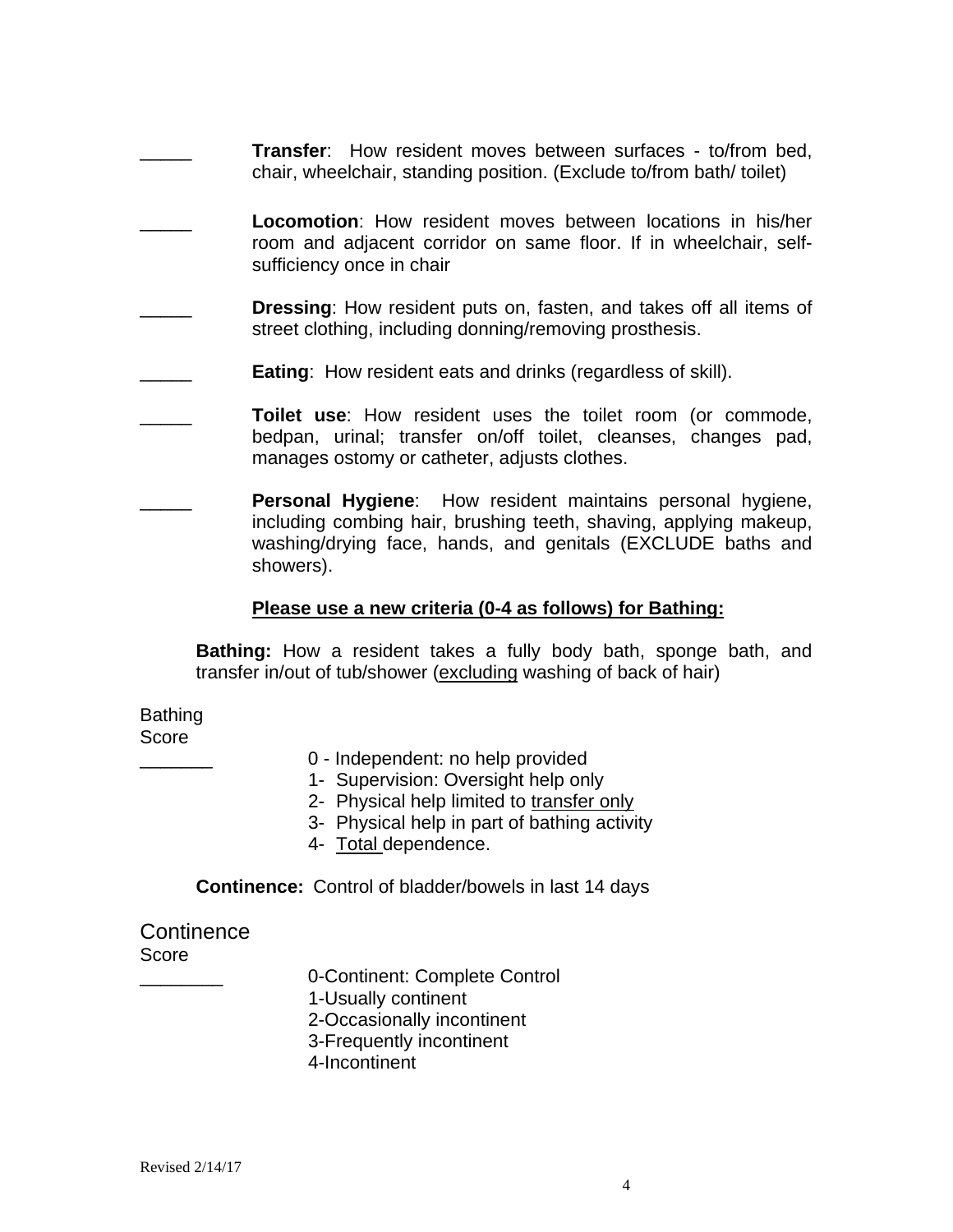_____ **Transfer**: How resident moves between surfaces - to/from bed, chair, wheelchair, standing position. (Exclude to/from bath/ toilet)

_____ **Locomotion**: How resident moves between locations in his/her room and adjacent corridor on same floor. If in wheelchair, self-sufficiency once in chair

_____ **Dressing**: How resident puts on, fasten, and takes off all items of street clothing, including donning/removing prosthesis.

_____ **Eating**: How resident eats and drinks (regardless of skill).

_____ **Toilet use**: How resident uses the toilet room (or commode, bedpan, urinal; transfer on/off toilet, cleanses, changes pad, manages ostomy or catheter, adjusts clothes.

_____ **Personal Hygiene**: How resident maintains personal hygiene, including combing hair, brushing teeth, shaving, applying makeup, washing/drying face, hands, and genitals (EXCLUDE baths and showers).

**<u>Please use a new criteria (0-4 as follows) for Bathing:</u>**

**Bathing:** How a resident takes a fully body bath, sponge bath, and transfer in/out of tub/shower (<u>excluding</u> washing of back of hair)

Bathing
Score
_______

0 - Independent: no help provided
1- Supervision: Oversight help only
2- Physical help limited to <u>transfer only</u>
3- Physical help in part of bathing activity
4- <u>Total</u> dependence.

**Continence:** Control of bladder/bowels in last 14 days

Continence
Score
________

0-Continent: Complete Control
1-Usually continent
2-Occasionally incontinent
3-Frequently incontinent
4-Incontinent

Revised 2/14/17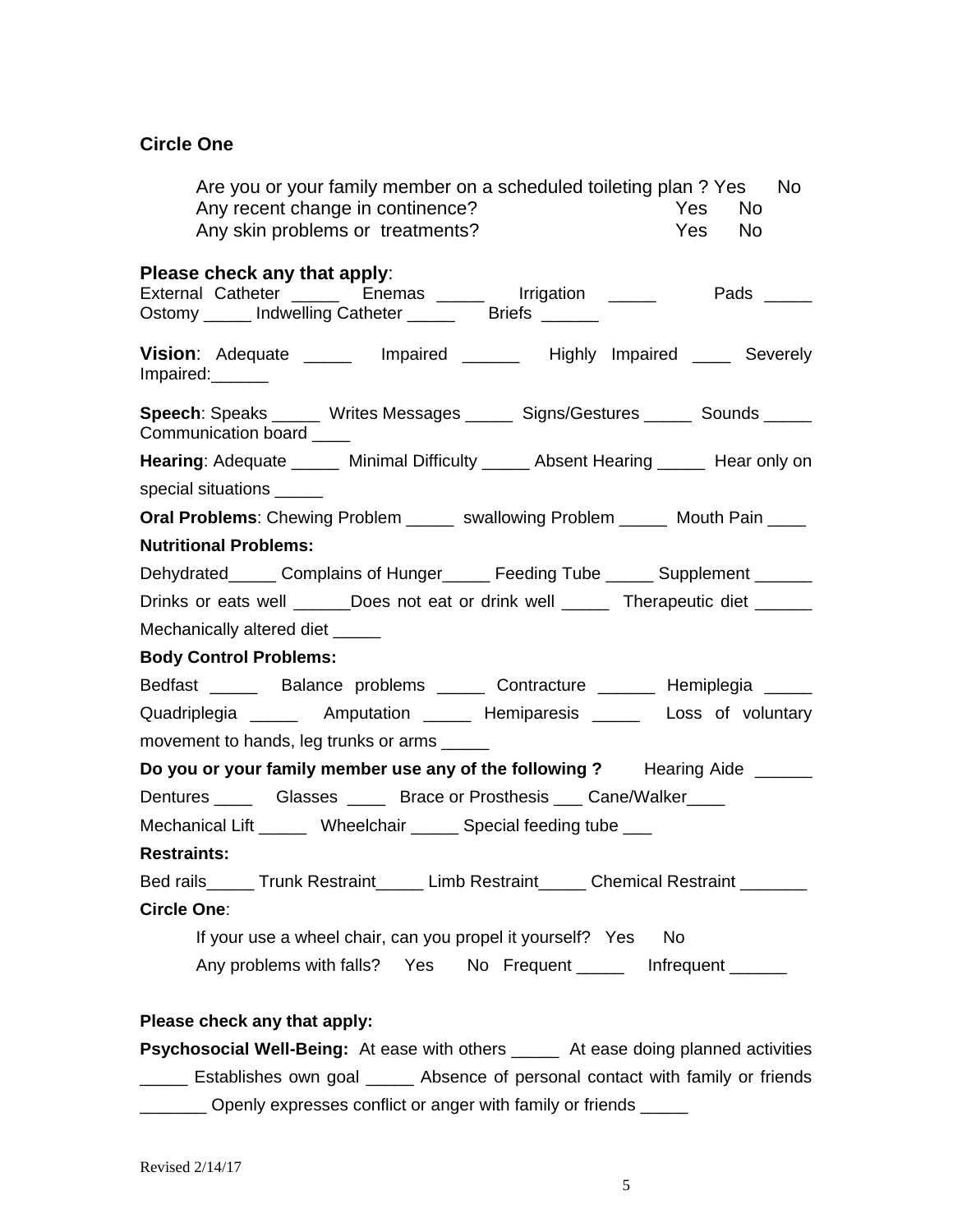**Circle One**

Are you or your family member on a scheduled toileting plan ? Yes No
Any recent change in continence? Yes No
Any skin problems or treatments? Yes No

**Please check any that apply**:
External Catheter _____ Enemas _____ Irrigation _____ Pads _____
Ostomy _____ Indwelling Catheter _____ Briefs ______

**Vision**: Adequate _____ Impaired ______ Highly Impaired ____ Severely Impaired:______

**Speech**: Speaks _____ Writes Messages _____ Signs/Gestures _____ Sounds _____ Communication board ____

**Hearing**: Adequate _____ Minimal Difficulty _____ Absent Hearing _____ Hear only on special situations _____

**Oral Problems**: Chewing Problem _____ swallowing Problem _____ Mouth Pain ____

**Nutritional Problems:**

Dehydrated_____ Complains of Hunger_____ Feeding Tube _____ Supplement ______ Drinks or eats well ______Does not eat or drink well _____ Therapeutic diet ______ Mechanically altered diet _____

**Body Control Problems:**

Bedfast _____ Balance problems _____ Contracture ______ Hemiplegia _____ Quadriplegia _____ Amputation _____ Hemiparesis _____ Loss of voluntary movement to hands, leg trunks or arms _____

**Do you or your family member use any of the following ?** Hearing Aide ______ Dentures ____ Glasses ____ Brace or Prosthesis ___ Cane/Walker____ Mechanical Lift _____ Wheelchair _____ Special feeding tube ___

**Restraints:**

Bed rails_____ Trunk Restraint_____ Limb Restraint_____ Chemical Restraint _______

**Circle One**:

If your use a wheel chair, can you propel it yourself? Yes No
Any problems with falls? Yes No Frequent _____ Infrequent ______

**Please check any that apply:**

**Psychosocial Well-Being:** At ease with others _____ At ease doing planned activities _____ Establishes own goal _____ Absence of personal contact with family or friends _______ Openly expresses conflict or anger with family or friends _____

Revised 2/14/17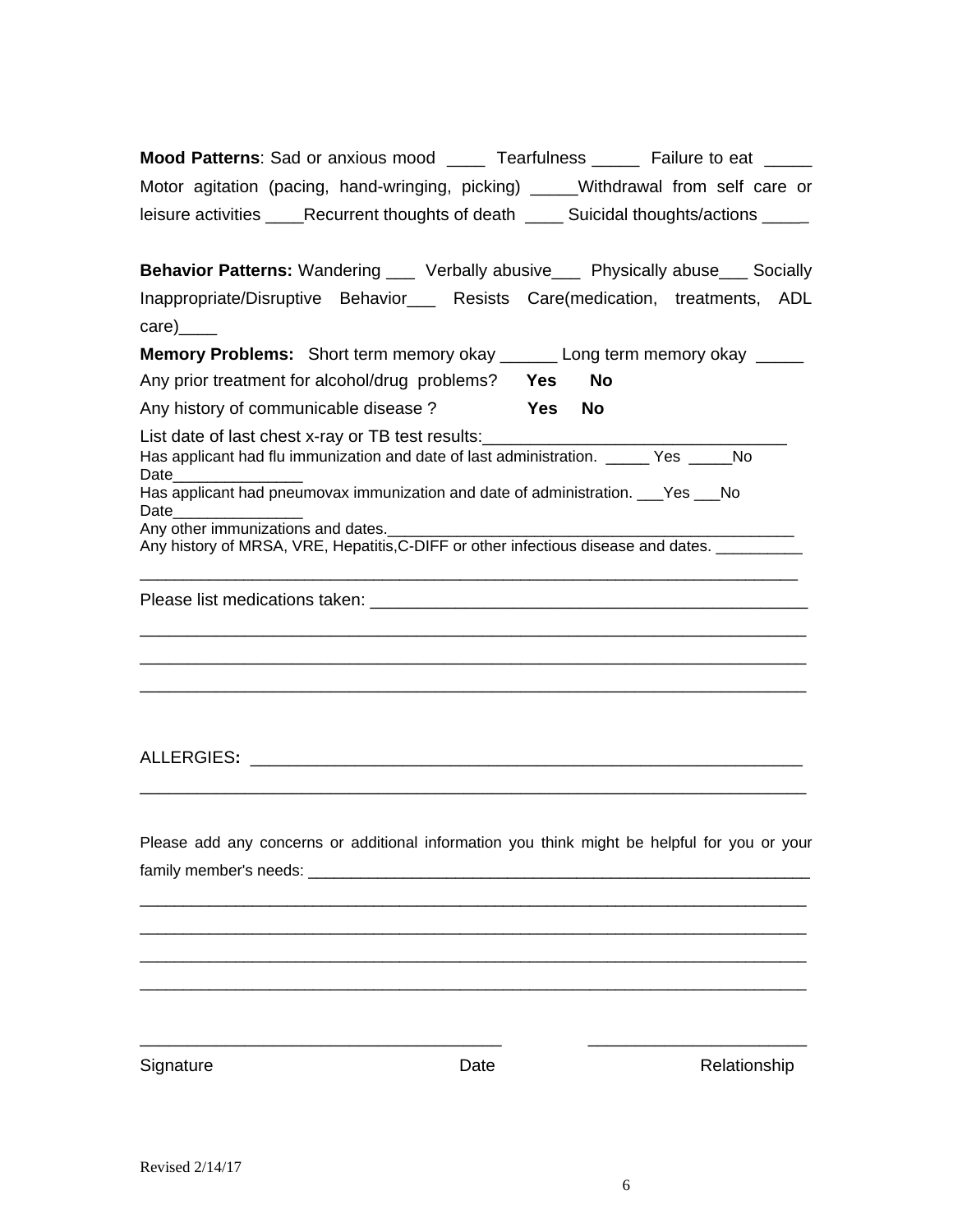**Mood Patterns**: Sad or anxious mood ____ Tearfulness _____ Failure to eat _____ Motor agitation (pacing, hand-wringing, picking) _____Withdrawal from self care or leisure activities ____Recurrent thoughts of death ____ Suicidal thoughts/actions ____

**Behavior Patterns:** Wandering ___ Verbally abusive___ Physically abuse___ Socially Inappropriate/Disruptive Behavior___ Resists Care(medication, treatments, ADL care)____

**Memory Problems:** Short term memory okay ______ Long term memory okay _____

Any prior treatment for alcohol/drug problems? **Yes** **No**

Any history of communicable disease ? **Yes** **No**

List date of last chest x-ray or TB test results:_______________________________

Has applicant had flu immunization and date of last administration. _____ Yes _____No Date_______________

Has applicant had pneumovax immunization and date of administration. ___Yes ___No Date_______________

Any other immunizations and dates._______________________________________________

Any history of MRSA, VRE, Hepatitis,C-DIFF or other infectious disease and dates. __________

___________________________________________________________________________

Please list medications taken: _______________________________________________

___________________________________________________________________________

___________________________________________________________________________

___________________________________________________________________________

ALLERGIES**:** _________________________________________________________

___________________________________________________________________________

Please add any concerns or additional information you think might be helpful for you or your family member's needs: ____________________________________________________________

___________________________________________________________________________

___________________________________________________________________________

___________________________________________________________________________

___________________________________________________________________________

_____________________________________ ______________________

Signature Date Relationship

Revised 2/14/17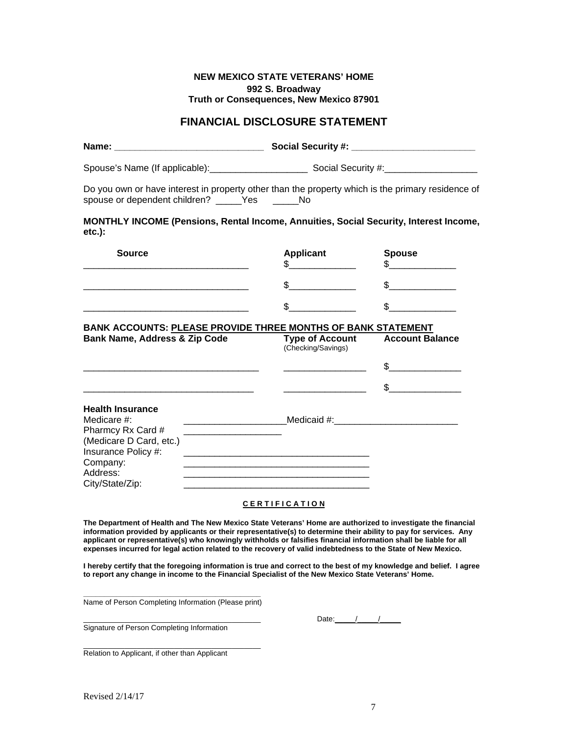**NEW MEXICO STATE VETERANS' HOME**
**992 S. Broadway**
**Truth or Consequences, New Mexico 87901**

# FINANCIAL DISCLOSURE STATEMENT

**Name:** _____________________________ **Social Security #:** ________________________

Spouse's Name (If applicable):___________________ Social Security #:_________________

Do you own or have interest in property other than the property which is the primary residence of spouse or dependent children? _____Yes _____No

**MONTHLY INCOME (Pensions, Rental Income, Annuities, Social Security, Interest Income, etc.):**

| Source | Applicant | Spouse |
|---|---|---|
| ________________________________ | $_____________ | $_____________ |
| ________________________________ | $_____________ | $_____________ |
| ________________________________ | $_____________ | $_____________ |

**BANK ACCOUNTS: PLEASE PROVIDE THREE MONTHS OF BANK STATEMENT**

| Bank Name, Address & Zip Code | Type of Account (Checking/Savings) | Account Balance |
|---|---|---|
| __________________________________ | ________________ | $______________ |
| _________________________________ | ________________ | $______________ |

**Health Insurance**

Medicare #: ____________________ Medicaid #:________________________

Pharmcy Rx Card # (Medicare D Card, etc.) ___________________

Insurance Policy #: ____________________________________

Company: ____________________________________

Address: ____________________________________

City/State/Zip: ____________________________________

**CERTIFICATION**

**The Department of Health and The New Mexico State Veterans' Home are authorized to investigate the financial information provided by applicants or their representative(s) to determine their ability to pay for services. Any applicant or representative(s) who knowingly withholds or falsifies financial information shall be liable for all expenses incurred for legal action related to the recovery of valid indebtedness to the State of New Mexico.**

**I hereby certify that the foregoing information is true and correct to the best of my knowledge and belief. I agree to report any change in income to the Financial Specialist of the New Mexico State Veterans' Home.**

______________________________________
Name of Person Completing Information (Please print)

______________________________________ Date:_____/_____/_____
Signature of Person Completing Information

______________________________________
Relation to Applicant, if other than Applicant

Revised 2/14/17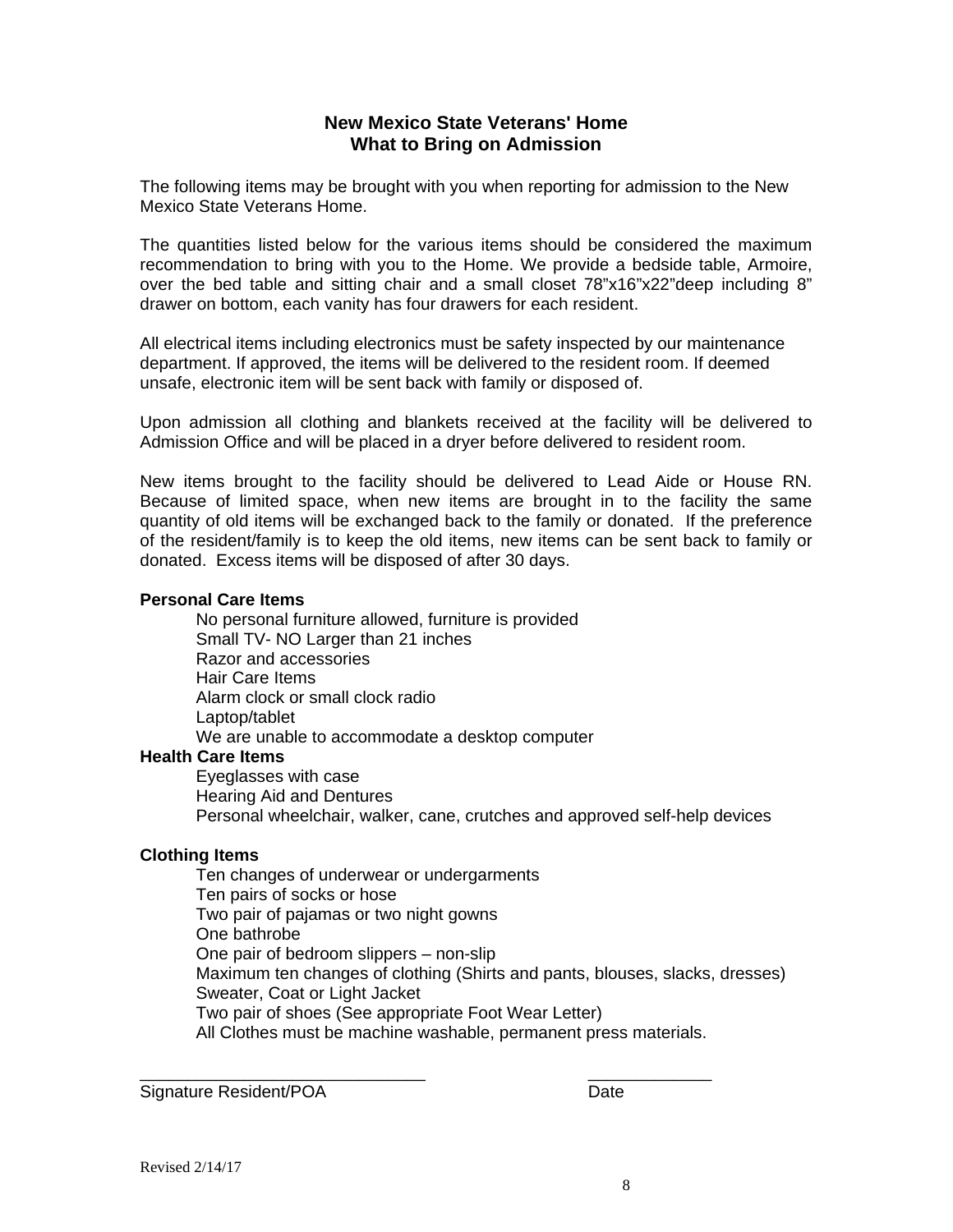**New Mexico State Veterans' Home**
**What to Bring on Admission**

The following items may be brought with you when reporting for admission to the New Mexico State Veterans Home.

The quantities listed below for the various items should be considered the maximum recommendation to bring with you to the Home. We provide a bedside table, Armoire, over the bed table and sitting chair and a small closet 78"x16"x22"deep including 8" drawer on bottom, each vanity has four drawers for each resident.

All electrical items including electronics must be safety inspected by our maintenance department. If approved, the items will be delivered to the resident room. If deemed unsafe, electronic item will be sent back with family or disposed of.

Upon admission all clothing and blankets received at the facility will be delivered to Admission Office and will be placed in a dryer before delivered to resident room.

New items brought to the facility should be delivered to Lead Aide or House RN. Because of limited space, when new items are brought in to the facility the same quantity of old items will be exchanged back to the family or donated. If the preference of the resident/family is to keep the old items, new items can be sent back to family or donated. Excess items will be disposed of after 30 days.

**Personal Care Items**

- No personal furniture allowed, furniture is provided
- Small TV- NO Larger than 21 inches
- Razor and accessories
- Hair Care Items
- Alarm clock or small clock radio
- Laptop/tablet
- We are unable to accommodate a desktop computer

**Health Care Items**

- Eyeglasses with case
- Hearing Aid and Dentures
- Personal wheelchair, walker, cane, crutches and approved self-help devices

**Clothing Items**

- Ten changes of underwear or undergarments
- Ten pairs of socks or hose
- Two pair of pajamas or two night gowns
- One bathrobe
- One pair of bedroom slippers – non-slip
- Maximum ten changes of clothing (Shirts and pants, blouses, slacks, dresses)
- Sweater, Coat or Light Jacket
- Two pair of shoes (See appropriate Foot Wear Letter)
- All Clothes must be machine washable, permanent press materials.

______________________________ &nbsp;&nbsp;&nbsp;&nbsp;&nbsp;&nbsp;&nbsp;&nbsp; _____________

Signature Resident/POA &nbsp;&nbsp;&nbsp;&nbsp;&nbsp;&nbsp;&nbsp;&nbsp;&nbsp;&nbsp;&nbsp;&nbsp;&nbsp;&nbsp;&nbsp;&nbsp;&nbsp;&nbsp;&nbsp;&nbsp;&nbsp;&nbsp;&nbsp;&nbsp; Date

Revised 2/14/17